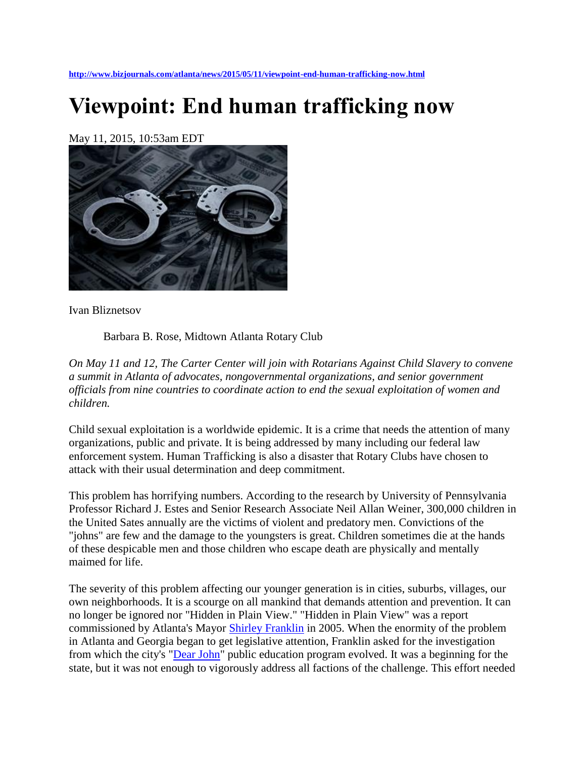http://www.bizjournals.com/atlanta/news/2015/05/11/viewpoint-end-human-trafficking-now.html

# Viewpoint: End human trafficking now

May 11, 2015, 10:53am EDT

Ivan Bliznetsov

Barbara B. Rose, Midtown Atlanta Rotary Club

*On May 11 and 12, The Carter Center will join with Rotarians Against Child Slavery to convene a summit in Atlanta of advocates, nongovernmental organizations, and senior government officials from nine countries to coordinate action to end the sexual exploitation of women and children.*

Child sexual exploitation is a worldwide epidemic. It is a crime that needs the attention of many organizations, public and private. It is being addressed by many including our federal law enforcement system. Human Trafficking is also a disaster that Rotary Clubs have chosen to attack with their usual determination and deep commitment.

This problem has horrifying numbers. According to the research by University of Pennsylvania Professor Richard J. Estes and Senior Research Associate Neil Allan Weiner, 300,000 children in the United Sates annually are the victims of violent and predatory men. Convictions of the "johns" are few and the damage to the youngsters is great. Children sometimes die at the hands of these despicable men and those children who escape death are physically and mentally maimed for life.

The severity of this problem affecting our younger generation is in cities, suburbs, villages, our own neighborhoods. It is a scourge on all mankind that demands attention and prevention. It can no longer be ignored nor "Hidden in Plain View." "Hidden in Plain View" was a report commissioned by Atlanta's Mayor Shirley Franklin in 2005. When the enormity of the problem in Atlanta and Georgia began to get legislative attention, Franklin asked for the investigation from which the city's "Dear John" public education program evolved. It was a beginning for the state, but it was not enough to vigorously address all factions of the challenge. This effort needed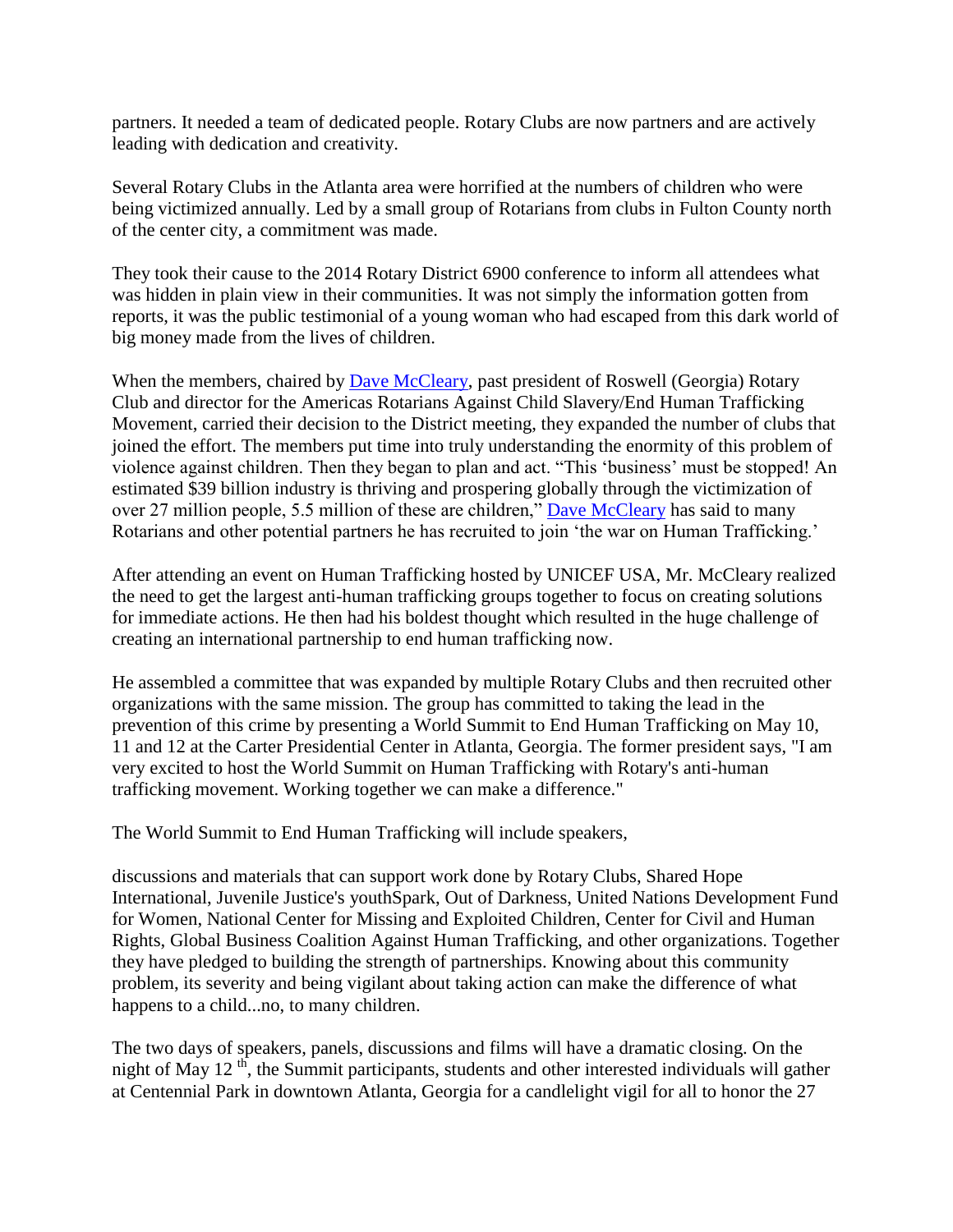partners. It needed a team of dedicated people. Rotary Clubs are now partners and are actively leading with dedication and creativity.

Several Rotary Clubs in the Atlanta area were horrified at the numbers of children who were being victimized annually. Led by a small group of Rotarians from clubs in Fulton County north of the center city, a commitment was made.

They took their cause to the 2014 Rotary District 6900 conference to inform all attendees what was hidden in plain view in their communities. It was not simply the information gotten from reports, it was the public testimonial of a young woman who had escaped from this dark world of big money made from the lives of children.

When the members, chaired by [Dave McCleary](), past president of Roswell (Georgia) Rotary Club and director for the Americas Rotarians Against Child Slavery/End Human Trafficking Movement, carried their decision to the District meeting, they expanded the number of clubs that joined the effort. The members put time into truly understanding the enormity of this problem of violence against children. Then they began to plan and act. "This 'business' must be stopped! An estimated $39 billion industry is thriving and prospering globally through the victimization of over 27 million people, 5.5 million of these are children," [Dave McCleary]() has said to many Rotarians and other potential partners he has recruited to join 'the war on Human Trafficking.'

After attending an event on Human Trafficking hosted by UNICEF USA, Mr. McCleary realized the need to get the largest anti-human trafficking groups together to focus on creating solutions for immediate actions. He then had his boldest thought which resulted in the huge challenge of creating an international partnership to end human trafficking now.

He assembled a committee that was expanded by multiple Rotary Clubs and then recruited other organizations with the same mission. The group has committed to taking the lead in the prevention of this crime by presenting a World Summit to End Human Trafficking on May 10, 11 and 12 at the Carter Presidential Center in Atlanta, Georgia. The former president says, "I am very excited to host the World Summit on Human Trafficking with Rotary's anti-human trafficking movement. Working together we can make a difference."

The World Summit to End Human Trafficking will include speakers,

discussions and materials that can support work done by Rotary Clubs, Shared Hope International, Juvenile Justice's youthSpark, Out of Darkness, United Nations Development Fund for Women, National Center for Missing and Exploited Children, Center for Civil and Human Rights, Global Business Coalition Against Human Trafficking, and other organizations. Together they have pledged to building the strength of partnerships. Knowing about this community problem, its severity and being vigilant about taking action can make the difference of what happens to a child...no, to many children.

The two days of speakers, panels, discussions and films will have a dramatic closing. On the night of May 12th, the Summit participants, students and other interested individuals will gather at Centennial Park in downtown Atlanta, Georgia for a candlelight vigil for all to honor the 27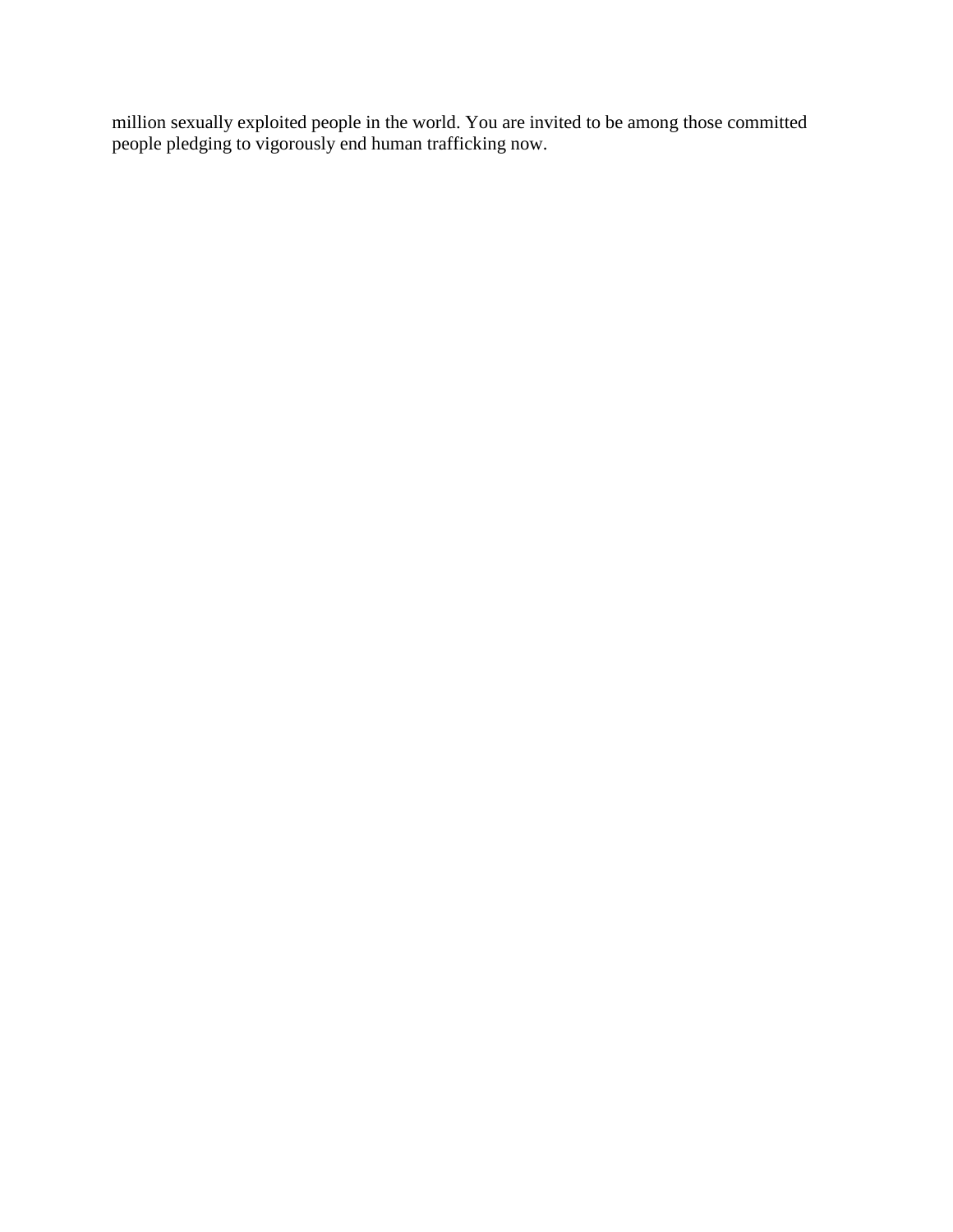million sexually exploited people in the world. You are invited to be among those committed people pledging to vigorously end human trafficking now.